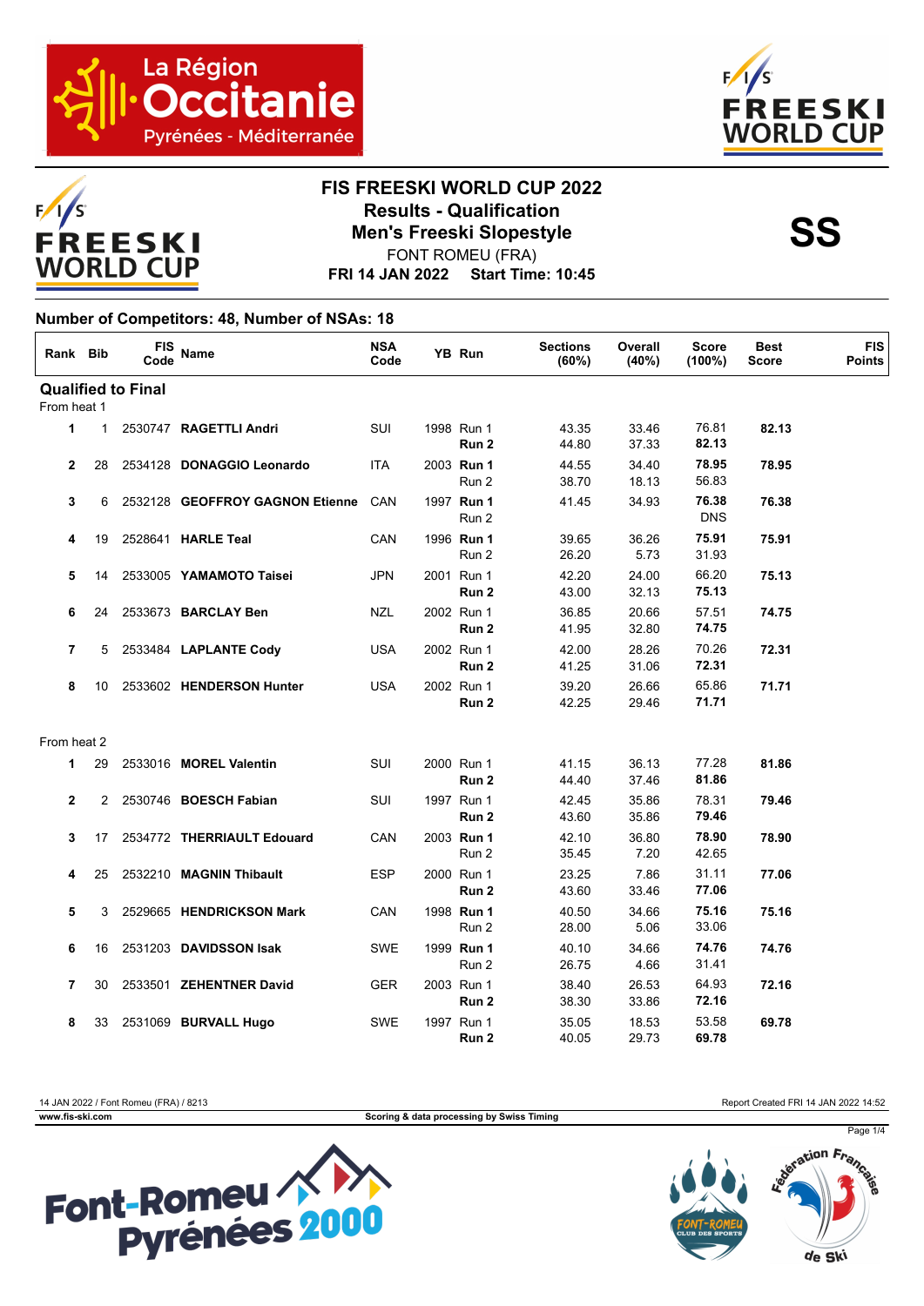# FIS FREESKI WORLD CUP 2022

## Results - Qualification

## Men's Freeski Slopestyle

FONT ROMEU (FRA)

**FRI 14 JAN 2022 Start Time: 10:45**

**SS**

### Number of Competitors: 48, Number of NSAs: 18

| Rank | Bib | FIS Code | Name | NSA Code | YB | Run | Sections (60%) | Overall (40%) | Score (100%) | Best Score | FIS Points |
|---|---|---|---|---|---|---|---|---|---|---|---|
| **Qualified to Final** | | | | | | | | | | | |
| From heat 1 | | | | | | | | | | | |
| **1** | 1 | 2530747 | **RAGETTLI Andri** | SUI | 1998 | Run 1 | 43.35 | 33.46 | 76.81 | **82.13** | |
| | | | | | | **Run 2** | 44.80 | 37.33 | **82.13** | | |
| **2** | 28 | 2534128 | **DONAGGIO Leonardo** | ITA | 2003 | **Run 1** | 44.55 | 34.40 | **78.95** | **78.95** | |
| | | | | | | Run 2 | 38.70 | 18.13 | 56.83 | | |
| **3** | 6 | 2532128 | **GEOFFROY GAGNON Etienne** | CAN | 1997 | **Run 1** | 41.45 | 34.93 | **76.38** | **76.38** | |
| | | | | | | Run 2 | | | DNS | | |
| **4** | 19 | 2528641 | **HARLE Teal** | CAN | 1996 | **Run 1** | 39.65 | 36.26 | **75.91** | **75.91** | |
| | | | | | | Run 2 | 26.20 | 5.73 | 31.93 | | |
| **5** | 14 | 2533005 | **YAMAMOTO Taisei** | JPN | 2001 | Run 1 | 42.20 | 24.00 | 66.20 | **75.13** | |
| | | | | | | **Run 2** | 43.00 | 32.13 | **75.13** | | |
| **6** | 24 | 2533673 | **BARCLAY Ben** | NZL | 2002 | Run 1 | 36.85 | 20.66 | 57.51 | **74.75** | |
| | | | | | | **Run 2** | 41.95 | 32.80 | **74.75** | | |
| **7** | 5 | 2533484 | **LAPLANTE Cody** | USA | 2002 | Run 1 | 42.00 | 28.26 | 70.26 | **72.31** | |
| | | | | | | **Run 2** | 41.25 | 31.06 | **72.31** | | |
| **8** | 10 | 2533602 | **HENDERSON Hunter** | USA | 2002 | Run 1 | 39.20 | 26.66 | 65.86 | **71.71** | |
| | | | | | | **Run 2** | 42.25 | 29.46 | **71.71** | | |
| From heat 2 | | | | | | | | | | | |
| **1** | 29 | 2533016 | **MOREL Valentin** | SUI | 2000 | Run 1 | 41.15 | 36.13 | 77.28 | **81.86** | |
| | | | | | | **Run 2** | 44.40 | 37.46 | **81.86** | | |
| **2** | 2 | 2530746 | **BOESCH Fabian** | SUI | 1997 | Run 1 | 42.45 | 35.86 | 78.31 | **79.46** | |
| | | | | | | **Run 2** | 43.60 | 35.86 | **79.46** | | |
| **3** | 17 | 2534772 | **THERRIAULT Edouard** | CAN | 2003 | **Run 1** | 42.10 | 36.80 | **78.90** | **78.90** | |
| | | | | | | Run 2 | 35.45 | 7.20 | 42.65 | | |
| **4** | 25 | 2532210 | **MAGNIN Thibault** | ESP | 2000 | Run 1 | 23.25 | 7.86 | 31.11 | **77.06** | |
| | | | | | | **Run 2** | 43.60 | 33.46 | **77.06** | | |
| **5** | 3 | 2529665 | **HENDRICKSON Mark** | CAN | 1998 | **Run 1** | 40.50 | 34.66 | **75.16** | **75.16** | |
| | | | | | | Run 2 | 28.00 | 5.06 | 33.06 | | |
| **6** | 16 | 2531203 | **DAVIDSSON Isak** | SWE | 1999 | **Run 1** | 40.10 | 34.66 | **74.76** | **74.76** | |
| | | | | | | Run 2 | 26.75 | 4.66 | 31.41 | | |
| **7** | 30 | 2533501 | **ZEHENTNER David** | GER | 2003 | Run 1 | 38.40 | 26.53 | 64.93 | **72.16** | |
| | | | | | | **Run 2** | 38.30 | 33.86 | **72.16** | | |
| **8** | 33 | 2531069 | **BURVALL Hugo** | SWE | 1997 | Run 1 | 35.05 | 18.53 | 53.58 | **69.78** | |
| | | | | | | **Run 2** | 40.05 | 29.73 | **69.78** | | |

14 JAN 2022 / Font Romeu (FRA) / 8213 — Report Created FRI 14 JAN 2022 14:52

www.fis-ski.com — Scoring & data processing by Swiss Timing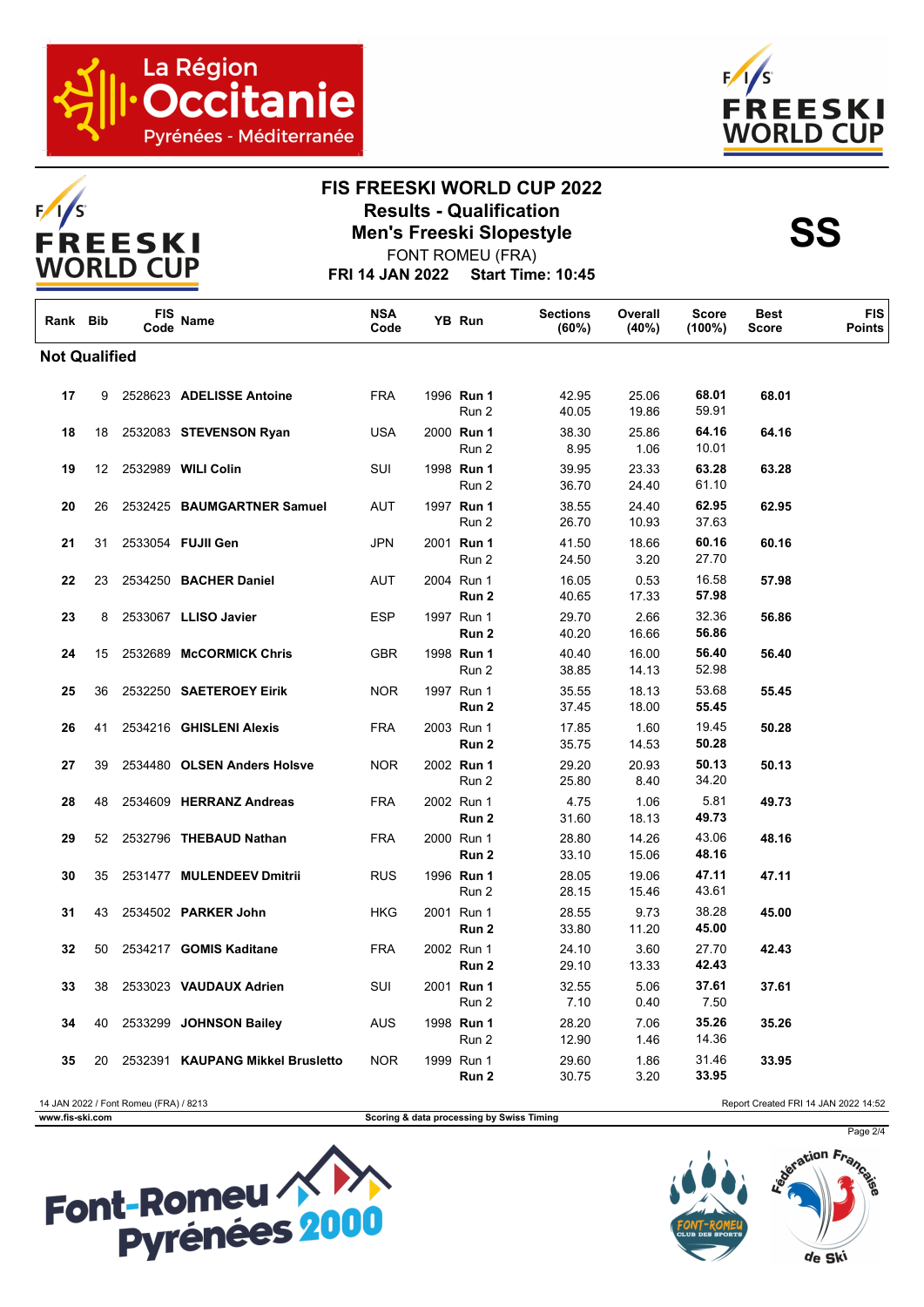# FIS FREESKI WORLD CUP 2022

## Results - Qualification

## Men's Freeski Slopestyle

FONT ROMEU (FRA)

**FRI 14 JAN 2022 Start Time: 10:45**

**SS**

| Rank | Bib | FIS Code | Name | NSA Code | YB | Run | Sections (60%) | Overall (40%) | Score (100%) | Best Score | FIS Points |
|---|---|---|---|---|---|---|---|---|---|---|---|
| **Not Qualified** | | | | | | | | | | | |
| **17** | 9 | 2528623 | **ADELISSE Antoine** | FRA | 1996 | **Run 1** | 42.95 | 25.06 | **68.01** | **68.01** | |
| | | | | | | Run 2 | 40.05 | 19.86 | 59.91 | | |
| **18** | 18 | 2532083 | **STEVENSON Ryan** | USA | 2000 | **Run 1** | 38.30 | 25.86 | **64.16** | **64.16** | |
| | | | | | | Run 2 | 8.95 | 1.06 | 10.01 | | |
| **19** | 12 | 2532989 | **WILI Colin** | SUI | 1998 | **Run 1** | 39.95 | 23.33 | **63.28** | **63.28** | |
| | | | | | | Run 2 | 36.70 | 24.40 | 61.10 | | |
| **20** | 26 | 2532425 | **BAUMGARTNER Samuel** | AUT | 1997 | **Run 1** | 38.55 | 24.40 | **62.95** | **62.95** | |
| | | | | | | Run 2 | 26.70 | 10.93 | 37.63 | | |
| **21** | 31 | 2533054 | **FUJII Gen** | JPN | 2001 | **Run 1** | 41.50 | 18.66 | **60.16** | **60.16** | |
| | | | | | | Run 2 | 24.50 | 3.20 | 27.70 | | |
| **22** | 23 | 2534250 | **BACHER Daniel** | AUT | 2004 | Run 1 | 16.05 | 0.53 | 16.58 | **57.98** | |
| | | | | | | **Run 2** | 40.65 | 17.33 | **57.98** | | |
| **23** | 8 | 2533067 | **LLISO Javier** | ESP | 1997 | Run 1 | 29.70 | 2.66 | 32.36 | **56.86** | |
| | | | | | | **Run 2** | 40.20 | 16.66 | **56.86** | | |
| **24** | 15 | 2532689 | **McCORMICK Chris** | GBR | 1998 | **Run 1** | 40.40 | 16.00 | **56.40** | **56.40** | |
| | | | | | | Run 2 | 38.85 | 14.13 | 52.98 | | |
| **25** | 36 | 2532250 | **SAETEROEY Eirik** | NOR | 1997 | Run 1 | 35.55 | 18.13 | 53.68 | **55.45** | |
| | | | | | | **Run 2** | 37.45 | 18.00 | **55.45** | | |
| **26** | 41 | 2534216 | **GHISLENI Alexis** | FRA | 2003 | Run 1 | 17.85 | 1.60 | 19.45 | **50.28** | |
| | | | | | | **Run 2** | 35.75 | 14.53 | **50.28** | | |
| **27** | 39 | 2534480 | **OLSEN Anders Holsve** | NOR | 2002 | **Run 1** | 29.20 | 20.93 | **50.13** | **50.13** | |
| | | | | | | Run 2 | 25.80 | 8.40 | 34.20 | | |
| **28** | 48 | 2534609 | **HERRANZ Andreas** | FRA | 2002 | Run 1 | 4.75 | 1.06 | 5.81 | **49.73** | |
| | | | | | | **Run 2** | 31.60 | 18.13 | **49.73** | | |
| **29** | 52 | 2532796 | **THEBAUD Nathan** | FRA | 2000 | Run 1 | 28.80 | 14.26 | 43.06 | **48.16** | |
| | | | | | | **Run 2** | 33.10 | 15.06 | **48.16** | | |
| **30** | 35 | 2531477 | **MULENDEEV Dmitrii** | RUS | 1996 | **Run 1** | 28.05 | 19.06 | **47.11** | **47.11** | |
| | | | | | | Run 2 | 28.15 | 15.46 | 43.61 | | |
| **31** | 43 | 2534502 | **PARKER John** | HKG | 2001 | Run 1 | 28.55 | 9.73 | 38.28 | **45.00** | |
| | | | | | | **Run 2** | 33.80 | 11.20 | **45.00** | | |
| **32** | 50 | 2534217 | **GOMIS Kaditane** | FRA | 2002 | Run 1 | 24.10 | 3.60 | 27.70 | **42.43** | |
| | | | | | | **Run 2** | 29.10 | 13.33 | **42.43** | | |
| **33** | 38 | 2533023 | **VAUDAUX Adrien** | SUI | 2001 | **Run 1** | 32.55 | 5.06 | **37.61** | **37.61** | |
| | | | | | | Run 2 | 7.10 | 0.40 | 7.50 | | |
| **34** | 40 | 2533299 | **JOHNSON Bailey** | AUS | 1998 | **Run 1** | 28.20 | 7.06 | **35.26** | **35.26** | |
| | | | | | | Run 2 | 12.90 | 1.46 | 14.36 | | |
| **35** | 20 | 2532391 | **KAUPANG Mikkel Brusletto** | NOR | 1999 | Run 1 | 29.60 | 1.86 | 31.46 | **33.95** | |
| | | | | | | **Run 2** | 30.75 | 3.20 | **33.95** | | |

14 JAN 2022 / Font Romeu (FRA) / 8213 — Report Created FRI 14 JAN 2022 14:52

www.fis-ski.com — Scoring & data processing by Swiss Timing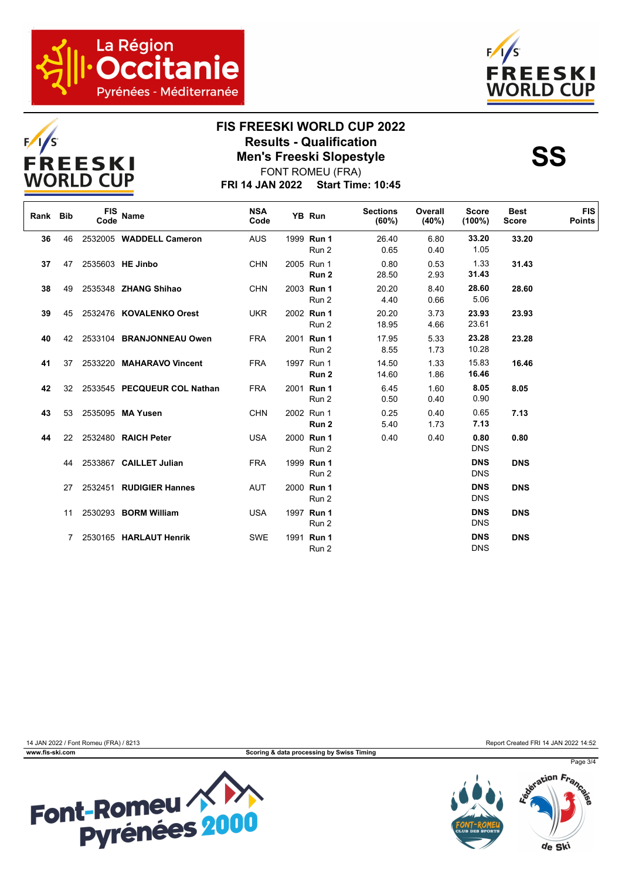# FIS FREESKI WORLD CUP 2022

## Results - Qualification

## Men's Freeski Slopestyle

FONT ROMEU (FRA)

**FRI 14 JAN 2022 Start Time: 10:45**

**SS**

| Rank | Bib | FIS Code | Name | NSA Code | YB | Run | Sections (60%) | Overall (40%) | Score (100%) | Best Score | FIS Points |
|---|---|---|---|---|---|---|---|---|---|---|---|
| **36** | 46 | 2532005 | **WADDELL Cameron** | AUS | 1999 | **Run 1** | 26.40 | 6.80 | **33.20** | **33.20** | |
| | | | | | | Run 2 | 0.65 | 0.40 | 1.05 | | |
| **37** | 47 | 2535603 | **HE Jinbo** | CHN | 2005 | Run 1 | 0.80 | 0.53 | 1.33 | **31.43** | |
| | | | | | | **Run 2** | 28.50 | 2.93 | **31.43** | | |
| **38** | 49 | 2535348 | **ZHANG Shihao** | CHN | 2003 | **Run 1** | 20.20 | 8.40 | **28.60** | **28.60** | |
| | | | | | | Run 2 | 4.40 | 0.66 | 5.06 | | |
| **39** | 45 | 2532476 | **KOVALENKO Orest** | UKR | 2002 | **Run 1** | 20.20 | 3.73 | **23.93** | **23.93** | |
| | | | | | | Run 2 | 18.95 | 4.66 | 23.61 | | |
| **40** | 42 | 2533104 | **BRANJONNEAU Owen** | FRA | 2001 | **Run 1** | 17.95 | 5.33 | **23.28** | **23.28** | |
| | | | | | | Run 2 | 8.55 | 1.73 | 10.28 | | |
| **41** | 37 | 2533220 | **MAHARAVO Vincent** | FRA | 1997 | Run 1 | 14.50 | 1.33 | 15.83 | **16.46** | |
| | | | | | | **Run 2** | 14.60 | 1.86 | **16.46** | | |
| **42** | 32 | 2533545 | **PECQUEUR COL Nathan** | FRA | 2001 | **Run 1** | 6.45 | 1.60 | **8.05** | **8.05** | |
| | | | | | | Run 2 | 0.50 | 0.40 | 0.90 | | |
| **43** | 53 | 2535095 | **MA Yusen** | CHN | 2002 | Run 1 | 0.25 | 0.40 | 0.65 | **7.13** | |
| | | | | | | **Run 2** | 5.40 | 1.73 | **7.13** | | |
| **44** | 22 | 2532480 | **RAICH Peter** | USA | 2000 | **Run 1** | 0.40 | 0.40 | **0.80** | **0.80** | |
| | | | | | | Run 2 | | | DNS | | |
| | 44 | 2533867 | **CAILLET Julian** | FRA | 1999 | **Run 1** | | | **DNS** | **DNS** | |
| | | | | | | Run 2 | | | DNS | | |
| | 27 | 2532451 | **RUDIGIER Hannes** | AUT | 2000 | **Run 1** | | | **DNS** | **DNS** | |
| | | | | | | Run 2 | | | DNS | | |
| | 11 | 2530293 | **BORM William** | USA | 1997 | **Run 1** | | | **DNS** | **DNS** | |
| | | | | | | Run 2 | | | DNS | | |
| | 7 | 2530165 | **HARLAUT Henrik** | SWE | 1991 | **Run 1** | | | **DNS** | **DNS** | |
| | | | | | | Run 2 | | | DNS | | |

14 JAN 2022 / Font Romeu (FRA) / 8213 — Report Created FRI 14 JAN 2022 14:52

**www.fis-ski.com** — **Scoring & data processing by Swiss Timing**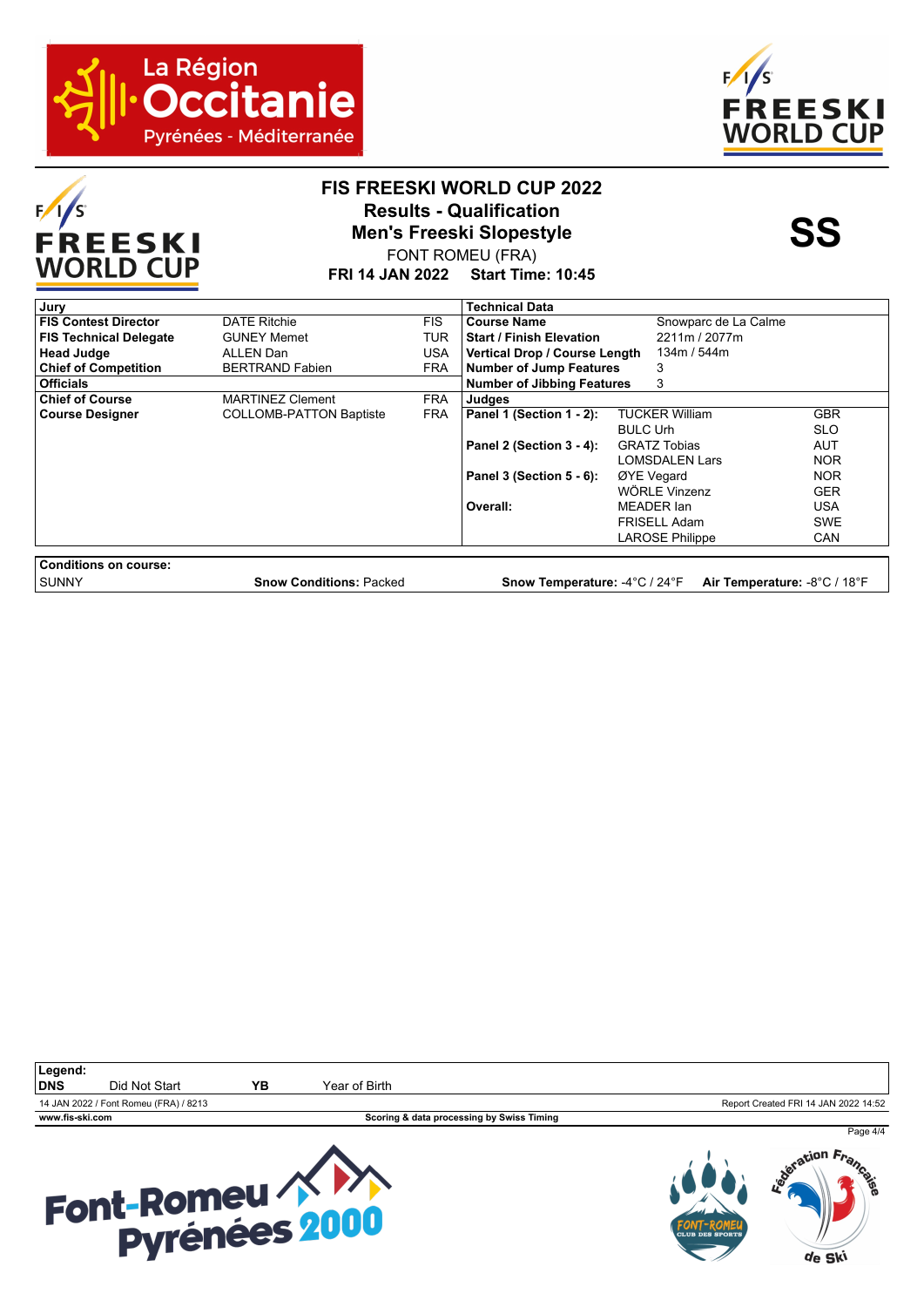# FIS FREESKI WORLD CUP 2022

## Results - Qualification

## Men's Freeski Slopestyle

FONT ROMEU (FRA)

**FRI 14 JAN 2022 Start Time: 10:45**

**SS**

| Jury | | |
|---|---|---|
| **FIS Contest Director** | DATE Ritchie | FIS |
| **FIS Technical Delegate** | GUNEY Memet | TUR |
| **Head Judge** | ALLEN Dan | USA |
| **Chief of Competition** | BERTRAND Fabien | FRA |
| **Officials** | | |
| **Chief of Course** | MARTINEZ Clement | FRA |
| **Course Designer** | COLLOMB-PATTON Baptiste | FRA |

| Technical Data | |
|---|---|
| **Course Name** | Snowparc de La Calme |
| **Start / Finish Elevation** | 2211m / 2077m |
| **Vertical Drop / Course Length** | 134m / 544m |
| **Number of Jump Features** | 3 |
| **Number of Jibbing Features** | 3 |

| Judges | | |
|---|---|---|
| **Panel 1 (Section 1 - 2):** | TUCKER William | GBR |
| | BULC Urh | SLO |
| **Panel 2 (Section 3 - 4):** | GRATZ Tobias | AUT |
| | LOMSDALEN Lars | NOR |
| **Panel 3 (Section 5 - 6):** | ØYE Vegard | NOR |
| | WÖRLE Vinzenz | GER |
| **Overall:** | MEADER Ian | USA |
| | FRISELL Adam | SWE |
| | LAROSE Philippe | CAN |

**Conditions on course:**

SUNNY | **Snow Conditions:** Packed | **Snow Temperature:** -4°C / 24°F | **Air Temperature:** -8°C / 18°F

**Legend:**

| | | | |
|---|---|---|---|
| **DNS** | Did Not Start | **YB** | Year of Birth |

14 JAN 2022 / Font Romeu (FRA) / 8213 — Report Created FRI 14 JAN 2022 14:52

**www.fis-ski.com** — **Scoring & data processing by Swiss Timing**